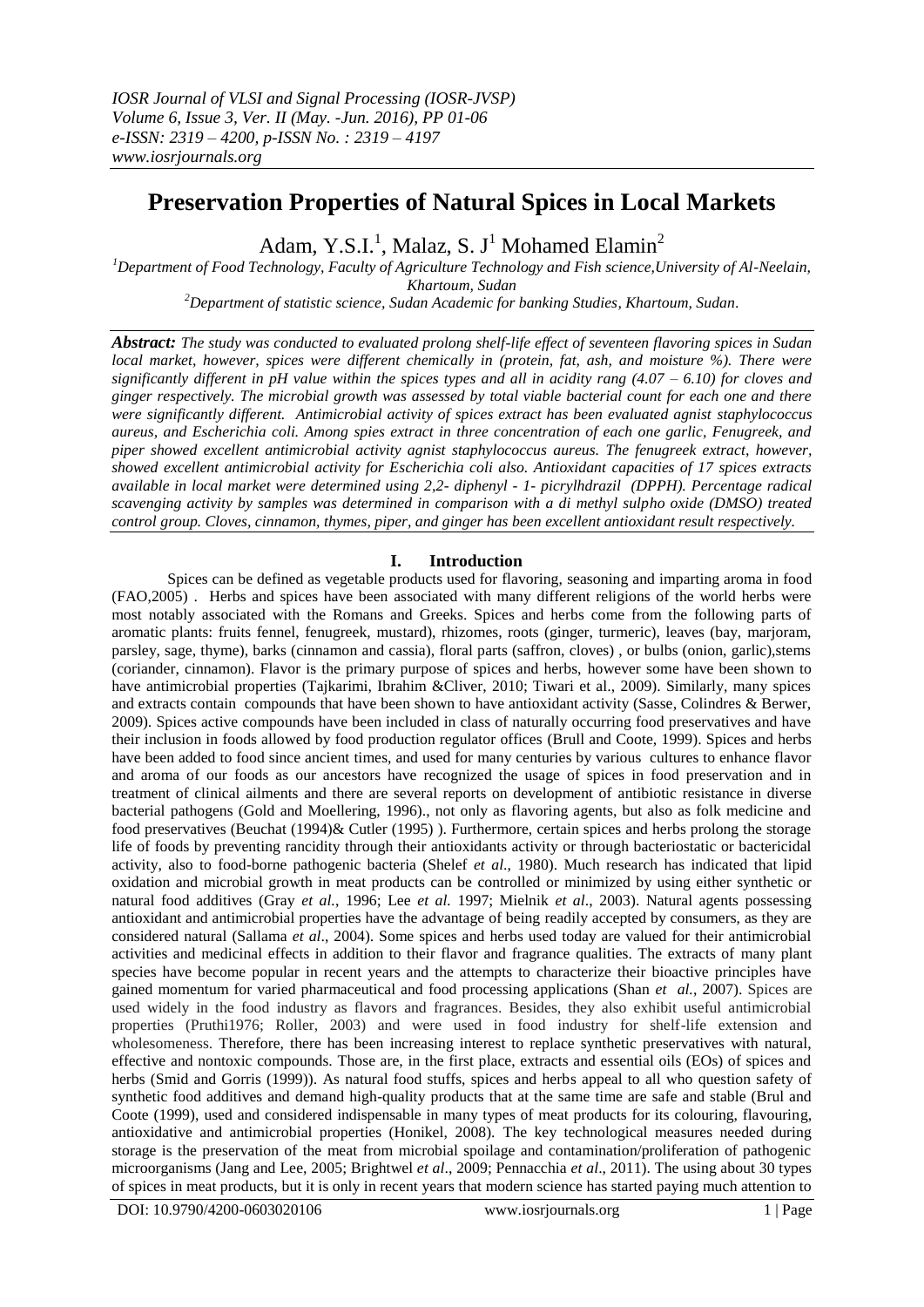# Preservation Properties of Natural Spices in Local Markets

Adam, Y.S.I.[1], Malaz, S. J[1] Mohamed Elamin[2]

[1]Department of Food Technology, Faculty of Agriculture Technology and Fish science,University of Al-Neelain, Khartoum, Sudan

[2]Department of statistic science, Sudan Academic for banking Studies, Khartoum, Sudan.

***Abstract:*** *The study was conducted to evaluated prolong shelf-life effect of seventeen flavoring spices in Sudan local market, however, spices were different chemically in (protein, fat, ash, and moisture %). There were significantly different in pH value within the spices types and all in acidity rang (4.07 – 6.10) for cloves and ginger respectively. The microbial growth was assessed by total viable bacterial count for each one and there were significantly different. Antimicrobial activity of spices extract has been evaluated agnist staphylococcus aureus, and Escherichia coli. Among spies extract in three concentration of each one garlic, Fenugreek, and piper showed excellent antimicrobial activity agnist staphylococcus aureus. The fenugreek extract, however, showed excellent antimicrobial activity for Escherichia coli also. Antioxidant capacities of 17 spices extracts available in local market were determined using 2,2- diphenyl - 1- picrylhdrazil (DPPH). Percentage radical scavenging activity by samples was determined in comparison with a di methyl sulpho oxide (DMSO) treated control group. Cloves, cinnamon, thymes, piper, and ginger has been excellent antioxidant result respectively.*

## I. Introduction

Spices can be defined as vegetable products used for flavoring, seasoning and imparting aroma in food (FAO,2005) . Herbs and spices have been associated with many different religions of the world herbs were most notably associated with the Romans and Greeks. Spices and herbs come from the following parts of aromatic plants: fruits fennel, fenugreek, mustard), rhizomes, roots (ginger, turmeric), leaves (bay, marjoram, parsley, sage, thyme), barks (cinnamon and cassia), floral parts (saffron, cloves) , or bulbs (onion, garlic),stems (coriander, cinnamon). Flavor is the primary purpose of spices and herbs, however some have been shown to have antimicrobial properties (Tajkarimi, Ibrahim &Cliver, 2010; Tiwari et al., 2009). Similarly, many spices and extracts contain compounds that have been shown to have antioxidant activity (Sasse, Colindres & Berwer, 2009). Spices active compounds have been included in class of naturally occurring food preservatives and have their inclusion in foods allowed by food production regulator offices (Brull and Coote, 1999). Spices and herbs have been added to food since ancient times, and used for many centuries by various cultures to enhance flavor and aroma of our foods as our ancestors have recognized the usage of spices in food preservation and in treatment of clinical ailments and there are several reports on development of antibiotic resistance in diverse bacterial pathogens (Gold and Moellering, 1996)., not only as flavoring agents, but also as folk medicine and food preservatives (Beuchat (1994)& Cutler (1995) ). Furthermore, certain spices and herbs prolong the storage life of foods by preventing rancidity through their antioxidants activity or through bacteriostatic or bactericidal activity, also to food-borne pathogenic bacteria (Shelef *et al*., 1980). Much research has indicated that lipid oxidation and microbial growth in meat products can be controlled or minimized by using either synthetic or natural food additives (Gray *et al.*, 1996; Lee *et al.* 1997; Mielnik *et al*., 2003). Natural agents possessing antioxidant and antimicrobial properties have the advantage of being readily accepted by consumers, as they are considered natural (Sallama *et al*., 2004). Some spices and herbs used today are valued for their antimicrobial activities and medicinal effects in addition to their flavor and fragrance qualities. The extracts of many plant species have become popular in recent years and the attempts to characterize their bioactive principles have gained momentum for varied pharmaceutical and food processing applications (Shan *et al.*, 2007). Spices are used widely in the food industry as flavors and fragrances. Besides, they also exhibit useful antimicrobial properties (Pruthi1976; Roller, 2003) and were used in food industry for shelf-life extension and wholesomeness. Therefore, there has been increasing interest to replace synthetic preservatives with natural, effective and nontoxic compounds. Those are, in the first place, extracts and essential oils (EOs) of spices and herbs (Smid and Gorris (1999)). As natural food stuffs, spices and herbs appeal to all who question safety of synthetic food additives and demand high-quality products that at the same time are safe and stable (Brul and Coote (1999), used and considered indispensable in many types of meat products for its colouring, flavouring, antioxidative and antimicrobial properties (Honikel, 2008). The key technological measures needed during storage is the preservation of the meat from microbial spoilage and contamination/proliferation of pathogenic microorganisms (Jang and Lee, 2005; Brightwel *et al*., 2009; Pennacchia *et al*., 2011). The using about 30 types of spices in meat products, but it is only in recent years that modern science has started paying much attention to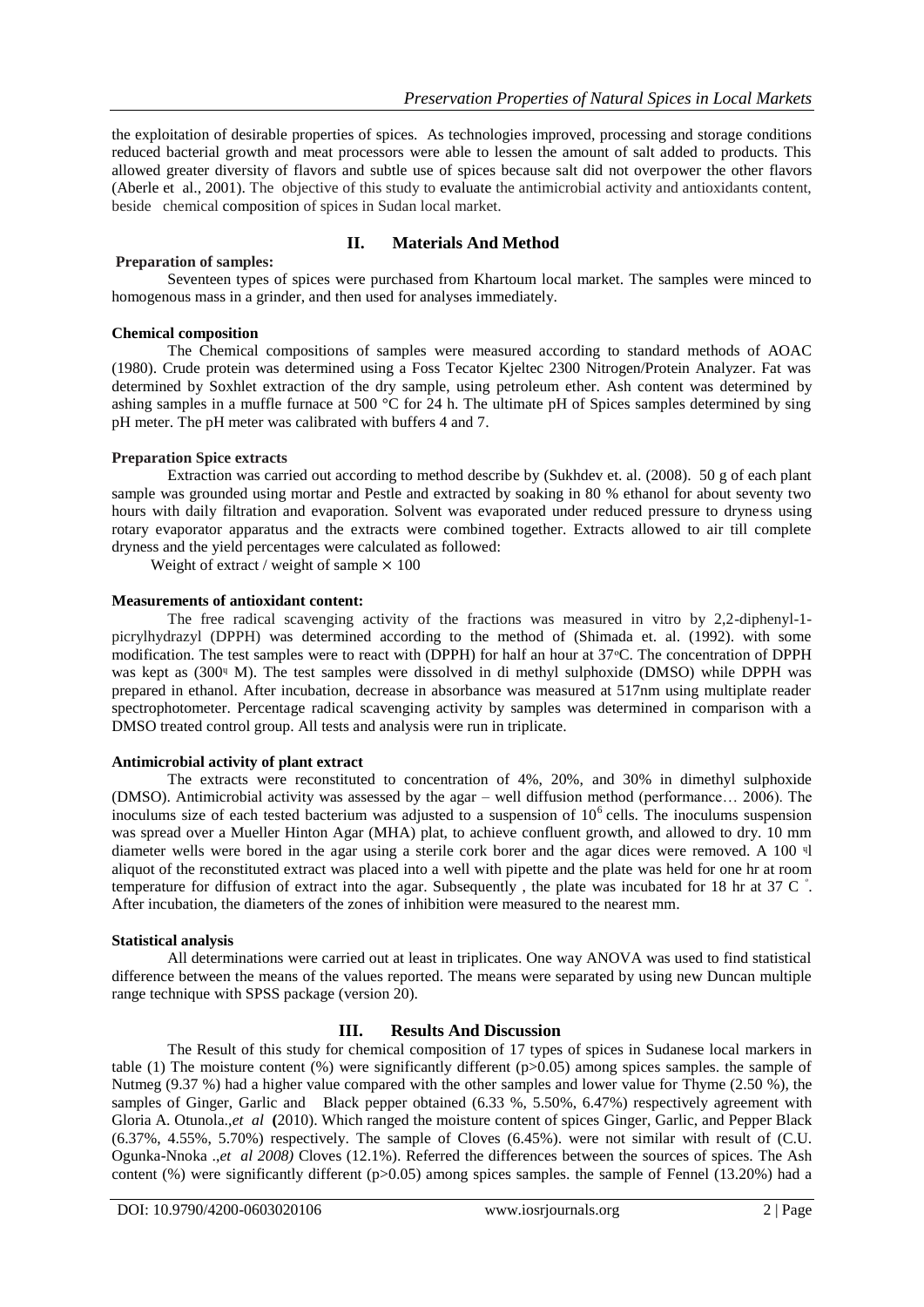the exploitation of desirable properties of spices. As technologies improved, processing and storage conditions reduced bacterial growth and meat processors were able to lessen the amount of salt added to products. This allowed greater diversity of flavors and subtle use of spices because salt did not overpower the other flavors (Aberle et al., 2001). The objective of this study to evaluate the antimicrobial activity and antioxidants content, beside chemical composition of spices in Sudan local market.

## II. Materials And Method

**Preparation of samples:**

Seventeen types of spices were purchased from Khartoum local market. The samples were minced to homogenous mass in a grinder, and then used for analyses immediately.

**Chemical composition**

The Chemical compositions of samples were measured according to standard methods of AOAC (1980). Crude protein was determined using a Foss Tecator Kjeltec 2300 Nitrogen/Protein Analyzer. Fat was determined by Soxhlet extraction of the dry sample, using petroleum ether. Ash content was determined by ashing samples in a muffle furnace at 500 °C for 24 h. The ultimate pH of Spices samples determined by sing pH meter. The pH meter was calibrated with buffers 4 and 7.

**Preparation Spice extracts**

Extraction was carried out according to method describe by (Sukhdev et. al. (2008). 50 g of each plant sample was grounded using mortar and Pestle and extracted by soaking in 80 % ethanol for about seventy two hours with daily filtration and evaporation. Solvent was evaporated under reduced pressure to dryness using rotary evaporator apparatus and the extracts were combined together. Extracts allowed to air till complete dryness and the yield percentages were calculated as followed:

Weight of extract / weight of sample × 100

**Measurements of antioxidant content:**

The free radical scavenging activity of the fractions was measured in vitro by 2,2-diphenyl-1-picrylhydrazyl (DPPH) was determined according to the method of (Shimada et. al. (1992). with some modification. The test samples were to react with (DPPH) for half an hour at 37°C. The concentration of DPPH was kept as (300ꝗ M). The test samples were dissolved in di methyl sulphoxide (DMSO) while DPPH was prepared in ethanol. After incubation, decrease in absorbance was measured at 517nm using multiplate reader spectrophotometer. Percentage radical scavenging activity by samples was determined in comparison with a DMSO treated control group. All tests and analysis were run in triplicate.

**Antimicrobial activity of plant extract**

The extracts were reconstituted to concentration of 4%, 20%, and 30% in dimethyl sulphoxide (DMSO). Antimicrobial activity was assessed by the agar – well diffusion method (performance… 2006). The inoculums size of each tested bacterium was adjusted to a suspension of $10^6$ cells. The inoculums suspension was spread over a Mueller Hinton Agar (MHA) plat, to achieve confluent growth, and allowed to dry. 10 mm diameter wells were bored in the agar using a sterile cork borer and the agar dices were removed. A 100 ꝗl aliquot of the reconstituted extract was placed into a well with pipette and the plate was held for one hr at room temperature for diffusion of extract into the agar. Subsequently , the plate was incubated for 18 hr at 37 C °. After incubation, the diameters of the zones of inhibition were measured to the nearest mm.

**Statistical analysis**

All determinations were carried out at least in triplicates. One way ANOVA was used to find statistical difference between the means of the values reported. The means were separated by using new Duncan multiple range technique with SPSS package (version 20).

## III. Results And Discussion

The Result of this study for chemical composition of 17 types of spices in Sudanese local markers in table (1) The moisture content (%) were significantly different ($p>0.05$) among spices samples. the sample of Nutmeg (9.37 %) had a higher value compared with the other samples and lower value for Thyme (2.50 %), the samples of Ginger, Garlic and Black pepper obtained (6.33 %, 5.50%, 6.47%) respectively agreement with Gloria A. Otunola.,*et al* **(**2010). Which ranged the moisture content of spices Ginger, Garlic, and Pepper Black (6.37%, 4.55%, 5.70%) respectively. The sample of Cloves (6.45%). were not similar with result of (C.U. Ogunka-Nnoka .,*et al 2008)* Cloves (12.1%). Referred the differences between the sources of spices. The Ash content (%) were significantly different ($p>0.05$) among spices samples. the sample of Fennel (13.20%) had a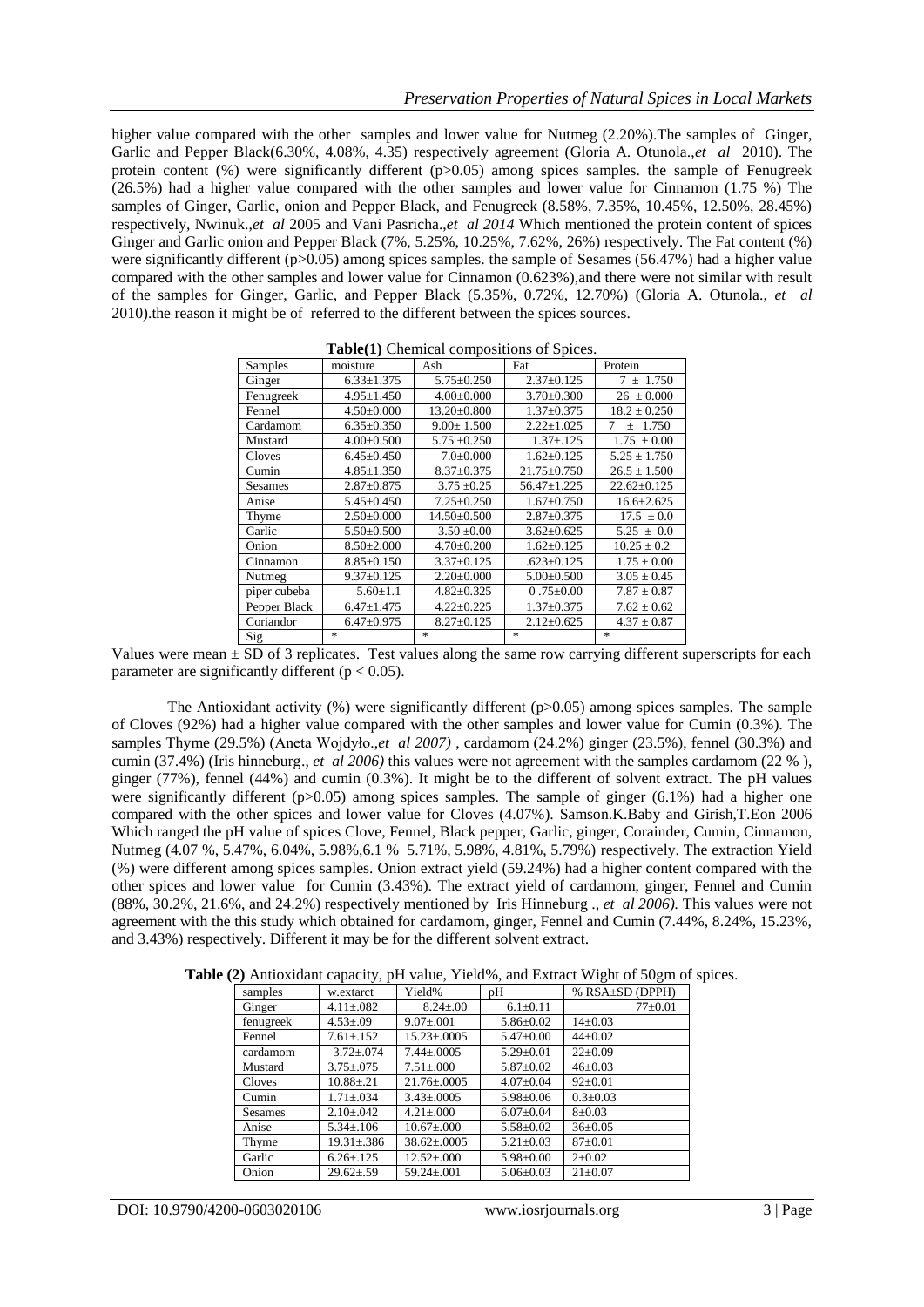higher value compared with the other samples and lower value for Nutmeg (2.20%).The samples of Ginger, Garlic and Pepper Black(6.30%, 4.08%, 4.35) respectively agreement (Gloria A. Otunola.,*et al* 2010). The protein content (%) were significantly different (p>0.05) among spices samples. the sample of Fenugreek (26.5%) had a higher value compared with the other samples and lower value for Cinnamon (1.75 %) The samples of Ginger, Garlic, onion and Pepper Black, and Fenugreek (8.58%, 7.35%, 10.45%, 12.50%, 28.45%) respectively, Nwinuk.,*et al* 2005 and Vani Pasricha.,*et al 2014* Which mentioned the protein content of spices Ginger and Garlic onion and Pepper Black (7%, 5.25%, 10.25%, 7.62%, 26%) respectively. The Fat content (%) were significantly different (p>0.05) among spices samples. the sample of Sesames (56.47%) had a higher value compared with the other samples and lower value for Cinnamon (0.623%),and there were not similar with result of the samples for Ginger, Garlic, and Pepper Black (5.35%, 0.72%, 12.70%) (Gloria A. Otunola., *et al* 2010).the reason it might be of referred to the different between the spices sources.

**Table(1)** Chemical compositions of Spices.

| Samples | moisture | Ash | Fat | Protein |
|---|---|---|---|---|
| Ginger | 6.33±1.375 | 5.75±0.250 | 2.37±0.125 | 7 ± 1.750 |
| Fenugreek | 4.95±1.450 | 4.00±0.000 | 3.70±0.300 | 26 ± 0.000 |
| Fennel | 4.50±0.000 | 13.20±0.800 | 1.37±0.375 | 18.2 ± 0.250 |
| Cardamom | 6.35±0.350 | 9.00± 1.500 | 2.22±1.025 | 7 ± 1.750 |
| Mustard | 4.00±0.500 | 5.75 ±0.250 | 1.37±.125 | 1.75 ± 0.00 |
| Cloves | 6.45±0.450 | 7.0±0.000 | 1.62±0.125 | 5.25 ± 1.750 |
| Cumin | 4.85±1.350 | 8.37±0.375 | 21.75±0.750 | 26.5 ± 1.500 |
| Sesames | 2.87±0.875 | 3.75 ±0.25 | 56.47±1.225 | 22.62±0.125 |
| Anise | 5.45±0.450 | 7.25±0.250 | 1.67±0.750 | 16.6±2.625 |
| Thyme | 2.50±0.000 | 14.50±0.500 | 2.87±0.375 | 17.5 ± 0.0 |
| Garlic | 5.50±0.500 | 3.50 ±0.00 | 3.62±0.625 | 5.25 ± 0.0 |
| Onion | 8.50±2.000 | 4.70±0.200 | 1.62±0.125 | 10.25 ± 0.2 |
| Cinnamon | 8.85±0.150 | 3.37±0.125 | .623±0.125 | 1.75 ± 0.00 |
| Nutmeg | 9.37±0.125 | 2.20±0.000 | 5.00±0.500 | 3.05 ± 0.45 |
| piper cubeba | 5.60±1.1 | 4.82±0.325 | 0 .75±0.00 | 7.87 ± 0.87 |
| Pepper Black | 6.47±1.475 | 4.22±0.225 | 1.37±0.375 | 7.62 ± 0.62 |
| Coriandor | 6.47±0.975 | 8.27±0.125 | 2.12±0.625 | 4.37 ± 0.87 |
| Sig | * | * | * | * |

Values were mean ± SD of 3 replicates. Test values along the same row carrying different superscripts for each parameter are significantly different ($p < 0.05$).

The Antioxidant activity (%) were significantly different (p>0.05) among spices samples. The sample of Cloves (92%) had a higher value compared with the other samples and lower value for Cumin (0.3%). The samples Thyme (29.5%) (Aneta Wojdyło.,*et al 2007)* , cardamom (24.2%) ginger (23.5%), fennel (30.3%) and cumin (37.4%) (Iris hinneburg., *et al 2006)* this values were not agreement with the samples cardamom (22 % ), ginger (77%), fennel (44%) and cumin (0.3%). It might be to the different of solvent extract. The pH values were significantly different (p>0.05) among spices samples. The sample of ginger (6.1%) had a higher one compared with the other spices and lower value for Cloves (4.07%). Samson.K.Baby and Girish,T.Eon 2006 Which ranged the pH value of spices Clove, Fennel, Black pepper, Garlic, ginger, Corainder, Cumin, Cinnamon, Nutmeg (4.07 %, 5.47%, 6.04%, 5.98%,6.1 % 5.71%, 5.98%, 4.81%, 5.79%) respectively. The extraction Yield (%) were different among spices samples. Onion extract yield (59.24%) had a higher content compared with the other spices and lower value for Cumin (3.43%). The extract yield of cardamom, ginger, Fennel and Cumin (88%, 30.2%, 21.6%, and 24.2%) respectively mentioned by Iris Hinneburg *., et al 2006).* This values were not agreement with the this study which obtained for cardamom, ginger, Fennel and Cumin (7.44%, 8.24%, 15.23%, and 3.43%) respectively. Different it may be for the different solvent extract.

**Table (2)** Antioxidant capacity, pH value, Yield%, and Extract Wight of 50gm of spices.

| samples | w.extarct | Yield% | pH | % RSA±SD (DPPH) |
|---|---|---|---|---|
| Ginger | 4.11±.082 | 8.24±.00 | 6.1±0.11 | 77±0.01 |
| fenugreek | 4.53±.09 | 9.07±.001 | 5.86±0.02 | 14±0.03 |
| Fennel | 7.61±.152 | 15.23±.0005 | 5.47±0.00 | 44±0.02 |
| cardamom | 3.72±.074 | 7.44±.0005 | 5.29±0.01 | 22±0.09 |
| Mustard | 3.75±.075 | 7.51±.000 | 5.87±0.02 | 46±0.03 |
| Cloves | 10.88±.21 | 21.76±.0005 | 4.07±0.04 | 92±0.01 |
| Cumin | 1.71±.034 | 3.43±.0005 | 5.98±0.06 | 0.3±0.03 |
| Sesames | 2.10±.042 | 4.21±.000 | 6.07±0.04 | 8±0.03 |
| Anise | 5.34±.106 | 10.67±.000 | 5.58±0.02 | 36±0.05 |
| Thyme | 19.31±.386 | 38.62±.0005 | 5.21±0.03 | 87±0.01 |
| Garlic | 6.26±.125 | 12.52±.000 | 5.98±0.00 | 2±0.02 |
| Onion | 29.62±.59 | 59.24±.001 | 5.06±0.03 | 21±0.07 |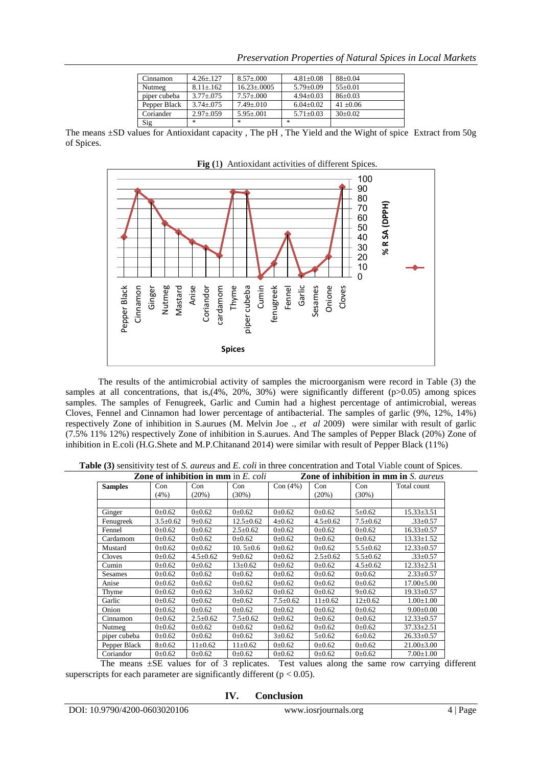| Cinnamon | 4.26±.127 | 8.57±.000 | 4.81±0.08 | 88±0.04 |
|---|---|---|---|---|
| Nutmeg | 8.11±.162 | 16.23±.0005 | 5.79±0.09 | 55±0.01 |
| piper cubeba | 3.77±.075 | 7.57±.000 | 4.94±0.03 | 86±0.03 |
| Pepper Black | 3.74±.075 | 7.49±.010 | 6.04±0.02 | 41 ±0.06 |
| Coriander | 2.97±.059 | 5.95±.001 | 5.71±0.03 | 30±0.02 |
| Sig | * | * | * | |

The means ±SD values for Antioxidant capacity , The pH , The Yield and the Wight of spice Extract from 50g of Spices.

**Fig (1)** Antioxidant activities of different Spices.

The results of the antimicrobial activity of samples the microorganism were record in Table (3) the samples at all concentrations, that is,(4%, 20%, 30%) were significantly different (p>0.05) among spices samples. The samples of Fenugreek, Garlic and Cumin had a highest percentage of antimicrobial, wereas Cloves, Fennel and Cinnamon had lower percentage of antibacterial. The samples of garlic (9%, 12%, 14%) respectively Zone of inhibition in S.aurues (M. Melvin Joe ., *et al* 2009) were similar with result of garlic (7.5% 11% 12%) respectively Zone of inhibition in S.aurues. And The samples of Pepper Black (20%) Zone of inhibition in E.coli (H.G.Shete and M.P.Chitanand 2014) were similar with result of Pepper Black (11%)

**Table (3)** sensitivity test of *S. aureus* and *E. coli* in three concentration and Total Viable count of Spices.

| | **Zone of inhibition in mm** in *E. coli* | | | **Zone of inhibition in mm in** *S. aureus* | | | |
|---|---|---|---|---|---|---|---|
| **Samples** | Con (4%) | Con (20%) | Con (30%) | Con (4%) | Con (20%) | Con (30%) | Total count |
| Ginger | 0±0.62 | 0±0.62 | 0±0.62 | 0±0.62 | 0±0.62 | 5±0.62 | 15.33±3.51 |
| Fenugreek | 3.5±0.62 | 9±0.62 | 12.5±0.62 | 4±0.62 | 4.5±0.62 | 7.5±0.62 | .33±0.57 |
| Fennel | 0±0.62 | 0±0.62 | 2.5±0.62 | 0±0.62 | 0±0.62 | 0±0.62 | 16.33±0.57 |
| Cardamom | 0±0.62 | 0±0.62 | 0±0.62 | 0±0.62 | 0±0.62 | 0±0.62 | 13.33±1.52 |
| Mustard | 0±0.62 | 0±0.62 | 10. 5±0.6 | 0±0.62 | 0±0.62 | 5.5±0.62 | 12.33±0.57 |
| Cloves | 0±0.62 | 4.5±0.62 | 9±0.62 | 0±0.62 | 2.5±0.62 | 5.5±0.62 | .33±0.57 |
| Cumin | 0±0.62 | 0±0.62 | 13±0.62 | 0±0.62 | 0±0.62 | 4.5±0.62 | 12.33±2.51 |
| Sesames | 0±0.62 | 0±0.62 | 0±0.62 | 0±0.62 | 0±0.62 | 0±0.62 | 2.33±0.57 |
| Anise | 0±0.62 | 0±0.62 | 0±0.62 | 0±0.62 | 0±0.62 | 0±0.62 | 17.00±5.00 |
| Thyme | 0±0.62 | 0±0.62 | 3±0.62 | 0±0.62 | 0±0.62 | 9±0.62 | 19.33±0.57 |
| Garlic | 0±0.62 | 0±0.62 | 0±0.62 | 7.5±0.62 | 11±0.62 | 12±0.62 | 1.00±1.00 |
| Onion | 0±0.62 | 0±0.62 | 0±0.62 | 0±0.62 | 0±0.62 | 0±0.62 | 9.00±0.00 |
| Cinnamon | 0±0.62 | 2.5±0.62 | 7.5±0.62 | 0±0.62 | 0±0.62 | 0±0.62 | 12.33±0.57 |
| Nutmeg | 0±0.62 | 0±0.62 | 0±0.62 | 0±0.62 | 0±0.62 | 0±0.62 | 37.33±2.51 |
| piper cubeba | 0±0.62 | 0±0.62 | 0±0.62 | 3±0.62 | 5±0.62 | 6±0.62 | 26.33±0.57 |
| Pepper Black | 8±0.62 | 11±0.62 | 11±0.62 | 0±0.62 | 0±0.62 | 0±0.62 | 21.00±3.00 |
| Coriandor | 0±0.62 | 0±0.62 | 0±0.62 | 0±0.62 | 0±0.62 | 0±0.62 | 7.00±1.00 |

The means ±SE values for of 3 replicates. Test values along the same row carrying different superscripts for each parameter are significantly different (p < 0.05).

## IV. Conclusion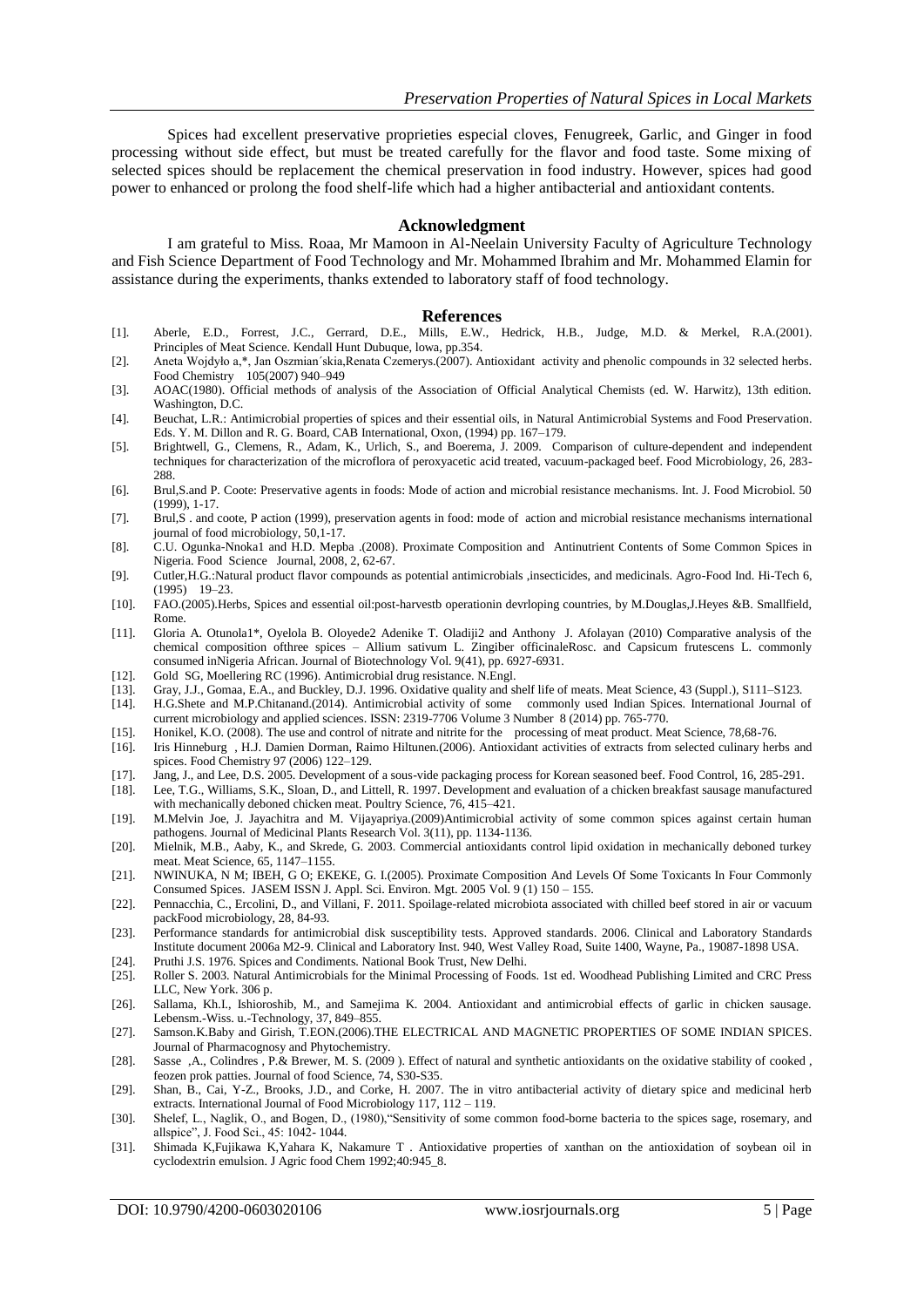Spices had excellent preservative proprieties especial cloves, Fenugreek, Garlic, and Ginger in food processing without side effect, but must be treated carefully for the flavor and food taste. Some mixing of selected spices should be replacement the chemical preservation in food industry. However, spices had good power to enhanced or prolong the food shelf-life which had a higher antibacterial and antioxidant contents.

## Acknowledgment

I am grateful to Miss. Roaa, Mr Mamoon in Al-Neelain University Faculty of Agriculture Technology and Fish Science Department of Food Technology and Mr. Mohammed Ibrahim and Mr. Mohammed Elamin for assistance during the experiments, thanks extended to laboratory staff of food technology.

## References

[1]. Aberle, E.D., Forrest, J.C., Gerrard, D.E., Mills, E.W., Hedrick, H.B., Judge, M.D. & Merkel, R.A.(2001). Principles of Meat Science. Kendall Hunt Dubuque, lowa, pp.354.

[2]. Aneta Wojdyło a,*, Jan Oszmian´skia,Renata Czemerys.(2007). Antioxidant activity and phenolic compounds in 32 selected herbs. Food Chemistry 105(2007) 940–949

[3]. AOAC(1980). Official methods of analysis of the Association of Official Analytical Chemists (ed. W. Harwitz), 13th edition. Washington, D.C.

[4]. Beuchat, L.R.: Antimicrobial properties of spices and their essential oils, in Natural Antimicrobial Systems and Food Preservation. Eds. Y. M. Dillon and R. G. Board, CAB International, Oxon, (1994) pp. 167–179.

[5]. Brightwell, G., Clemens, R., Adam, K., Urlich, S., and Boerema, J. 2009. Comparison of culture-dependent and independent techniques for characterization of the microflora of peroxyacetic acid treated, vacuum-packaged beef. Food Microbiology, 26, 283-288.

[6]. Brul,S.and P. Coote: Preservative agents in foods: Mode of action and microbial resistance mechanisms. Int. J. Food Microbiol. 50 (1999), 1-17.

[7]. Brul,S . and coote, P action (1999), preservation agents in food: mode of action and microbial resistance mechanisms international journal of food microbiology, 50,1-17.

[8]. C.U. Ogunka-Nnoka1 and H.D. Mepba .(2008). Proximate Composition and Antinutrient Contents of Some Common Spices in Nigeria. Food Science Journal, 2008, 2, 62-67.

[9]. Cutler,H.G.:Natural product flavor compounds as potential antimicrobials ,insecticides, and medicinals. Agro-Food Ind. Hi-Tech 6, (1995) 19–23.

[10]. FAO.(2005).Herbs, Spices and essential oil:post-harvestb operationin devrloping countries, by M.Douglas,J.Heyes &B. Smallfield, Rome.

[11]. Gloria A. Otunola1*, Oyelola B. Oloyede2 Adenike T. Oladiji2 and Anthony J. Afolayan (2010) Comparative analysis of the chemical composition ofthree spices – Allium sativum L. Zingiber officinaleRosc. and Capsicum frutescens L. commonly consumed inNigeria African. Journal of Biotechnology Vol. 9(41), pp. 6927-6931.

[12]. Gold SG, Moellering RC (1996). Antimicrobial drug resistance. N.Engl.

[13]. Gray, J.J., Gomaa, E.A., and Buckley, D.J. 1996. Oxidative quality and shelf life of meats. Meat Science, 43 (Suppl.), S111–S123.

[14]. H.G.Shete and M.P.Chitanand.(2014). Antimicrobial activity of some commonly used Indian Spices. International Journal of current microbiology and applied sciences. ISSN: 2319-7706 Volume 3 Number 8 (2014) pp. 765-770.

[15]. Honikel, K.O. (2008). The use and control of nitrate and nitrite for the processing of meat product. Meat Science, 78,68-76.

[16]. Iris Hinneburg , H.J. Damien Dorman, Raimo Hiltunen.(2006). Antioxidant activities of extracts from selected culinary herbs and spices. Food Chemistry 97 (2006) 122–129.

[17]. Jang, J., and Lee, D.S. 2005. Development of a sous-vide packaging process for Korean seasoned beef. Food Control, 16, 285-291.

[18]. Lee, T.G., Williams, S.K., Sloan, D., and Littell, R. 1997. Development and evaluation of a chicken breakfast sausage manufactured with mechanically deboned chicken meat. Poultry Science, 76, 415–421.

[19]. M.Melvin Joe, J. Jayachitra and M. Vijayapriya.(2009)Antimicrobial activity of some common spices against certain human pathogens. Journal of Medicinal Plants Research Vol. 3(11), pp. 1134-1136.

[20]. Mielnik, M.B., Aaby, K., and Skrede, G. 2003. Commercial antioxidants control lipid oxidation in mechanically deboned turkey meat. Meat Science, 65, 1147–1155.

[21]. NWINUKA, N M; IBEH, G O; EKEKE, G. I.(2005). Proximate Composition And Levels Of Some Toxicants In Four Commonly Consumed Spices. JASEM ISSN J. Appl. Sci. Environ. Mgt. 2005 Vol. 9 (1) 150 – 155.

[22]. Pennacchia, C., Ercolini, D., and Villani, F. 2011. Spoilage-related microbiota associated with chilled beef stored in air or vacuum packFood microbiology, 28, 84-93.

[23]. Performance standards for antimicrobial disk susceptibility tests. Approved standards. 2006. Clinical and Laboratory Standards Institute document 2006a M2-9. Clinical and Laboratory Inst. 940, West Valley Road, Suite 1400, Wayne, Pa., 19087-1898 USA.

[24]. Pruthi J.S. 1976. Spices and Condiments. National Book Trust, New Delhi.

[25]. Roller S. 2003. Natural Antimicrobials for the Minimal Processing of Foods. 1st ed. Woodhead Publishing Limited and CRC Press LLC, New York. 306 p.

[26]. Sallama, Kh.I., Ishioroshib, M., and Samejima K. 2004. Antioxidant and antimicrobial effects of garlic in chicken sausage. Lebensm.-Wiss. u.-Technology, 37, 849–855.

[27]. Samson.K.Baby and Girish, T.EON.(2006).THE ELECTRICAL AND MAGNETIC PROPERTIES OF SOME INDIAN SPICES. Journal of Pharmacognosy and Phytochemistry.

[28]. Sasse ,A., Colindres , P.& Brewer, M. S. (2009 ). Effect of natural and synthetic antioxidants on the oxidative stability of cooked , feozen prok patties. Journal of food Science, 74, S30-S35.

[29]. Shan, B., Cai, Y-Z., Brooks, J.D., and Corke, H. 2007. The in vitro antibacterial activity of dietary spice and medicinal herb extracts. International Journal of Food Microbiology 117, 112 – 119.

[30]. Shelef, L., Naglik, O., and Bogen, D., (1980),"Sensitivity of some common food-borne bacteria to the spices sage, rosemary, and allspice", J. Food Sci., 45: 1042- 1044.

[31]. Shimada K,Fujikawa K,Yahara K, Nakamure T . Antioxidative properties of xanthan on the antioxidation of soybean oil in cyclodextrin emulsion. J Agric food Chem 1992;40:945_8.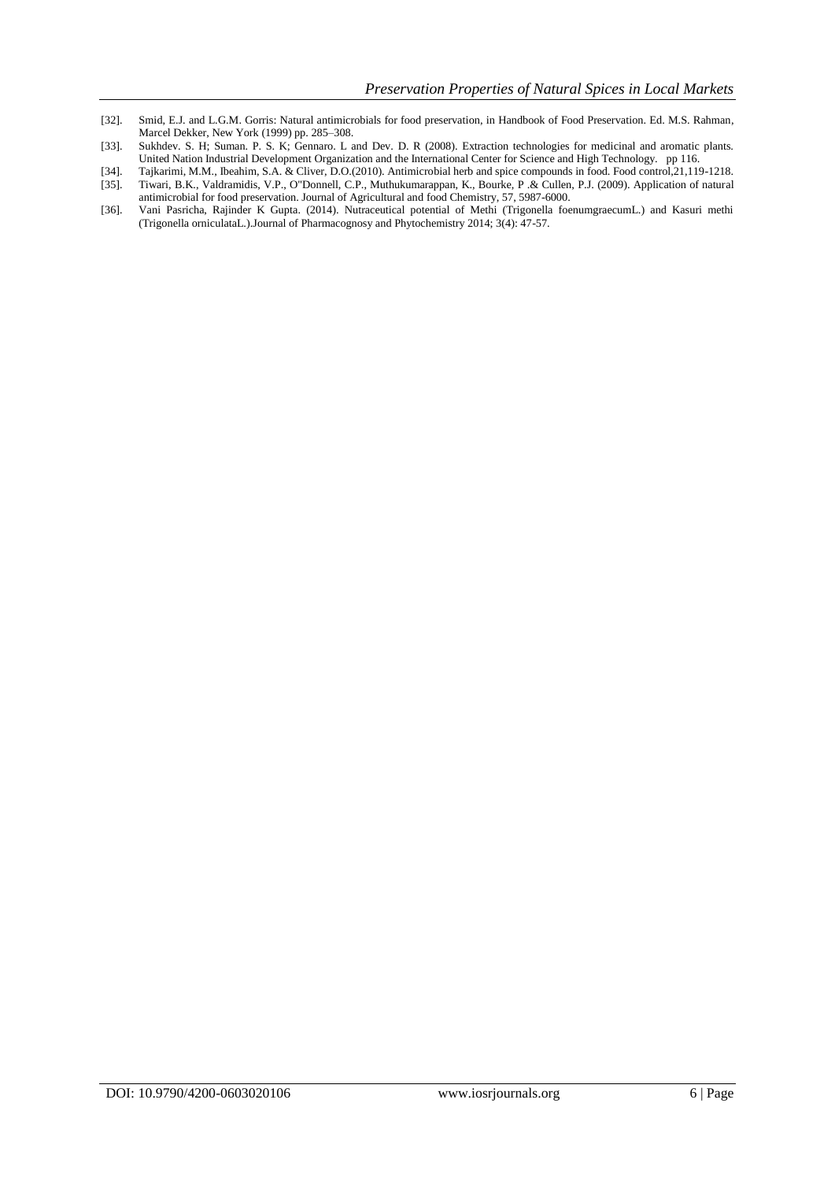[32]. Smid, E.J. and L.G.M. Gorris: Natural antimicrobials for food preservation, in Handbook of Food Preservation. Ed. M.S. Rahman, Marcel Dekker, New York (1999) pp. 285–308.

[33]. Sukhdev. S. H; Suman. P. S. K; Gennaro. L and Dev. D. R (2008). Extraction technologies for medicinal and aromatic plants. United Nation Industrial Development Organization and the International Center for Science and High Technology. pp 116.

[34]. Tajkarimi, M.M., Ibeahim, S.A. & Cliver, D.O.(2010). Antimicrobial herb and spice compounds in food. Food control,21,119-1218.

[35]. Tiwari, B.K., Valdramidis, V.P., O"Donnell, C.P., Muthukumarappan, K., Bourke, P .& Cullen, P.J. (2009). Application of natural antimicrobial for food preservation. Journal of Agricultural and food Chemistry, 57, 5987-6000.

[36]. Vani Pasricha, Rajinder K Gupta. (2014). Nutraceutical potential of Methi (Trigonella foenumgraecumL.) and Kasuri methi (Trigonella orniculataL.).Journal of Pharmacognosy and Phytochemistry 2014; 3(4): 47-57.